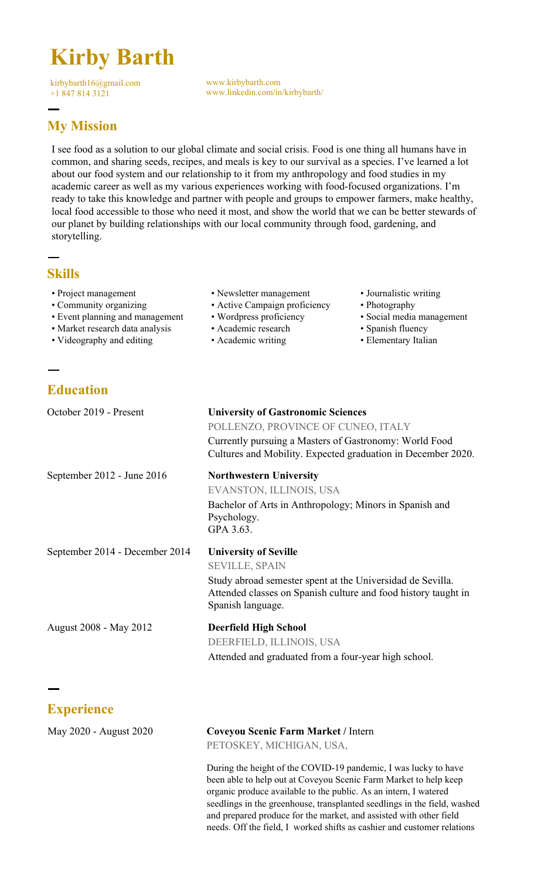# Kirby Barth

kirbybarth16@gmail.com
+1 847 814 3121

www.kirbybarth.com
www.linkedin.com/in/kirbybarth/

## My Mission

I see food as a solution to our global climate and social crisis. Food is one thing all humans have in common, and sharing seeds, recipes, and meals is key to our survival as a species. I've learned a lot about our food system and our relationship to it from my anthropology and food studies in my academic career as well as my various experiences working with food-focused organizations. I'm ready to take this knowledge and partner with people and groups to empower farmers, make healthy, local food accessible to those who need it most, and show the world that we can be better stewards of our planet by building relationships with our local community through food, gardening, and storytelling.

## Skills

- Project management
- Community organizing
- Event planning and management
- Market research data analysis
- Videography and editing
- Newsletter management
- Active Campaign proficiency
- Wordpress proficiency
- Academic research
- Academic writing
- Journalistic writing
- Photography
- Social media management
- Spanish fluency
- Elementary Italian

## Education

October 2019 - Present

**University of Gastronomic Sciences**
POLLENZO, PROVINCE OF CUNEO, ITALY
Currently pursuing a Masters of Gastronomy: World Food Cultures and Mobility. Expected graduation in December 2020.

September 2012 - June 2016

**Northwestern University**
EVANSTON, ILLINOIS, USA
Bachelor of Arts in Anthropology; Minors in Spanish and Psychology.
GPA 3.63.

September 2014 - December 2014

**University of Seville**
SEVILLE, SPAIN
Study abroad semester spent at the Universidad de Sevilla. Attended classes on Spanish culture and food history taught in Spanish language.

August 2008 - May 2012

**Deerfield High School**
DEERFIELD, ILLINOIS, USA
Attended and graduated from a four-year high school.

## Experience

May 2020 - August 2020

**Coveyou Scenic Farm Market** / Intern
PETOSKEY, MICHIGAN, USA,

During the height of the COVID-19 pandemic, I was lucky to have been able to help out at Coveyou Scenic Farm Market to help keep organic produce available to the public. As an intern, I watered seedlings in the greenhouse, transplanted seedlings in the field, washed and prepared produce for the market, and assisted with other field needs. Off the field, I worked shifts as cashier and customer relations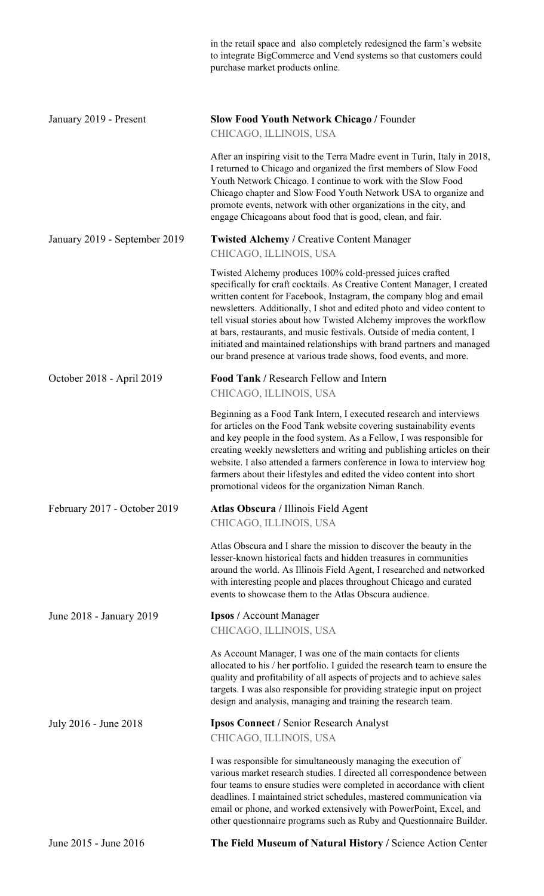in the retail space and also completely redesigned the farm's website to integrate BigCommerce and Vend systems so that customers could purchase market products online.

January 2019 - Present

**Slow Food Youth Network Chicago /** Founder
CHICAGO, ILLINOIS, USA

After an inspiring visit to the Terra Madre event in Turin, Italy in 2018, I returned to Chicago and organized the first members of Slow Food Youth Network Chicago. I continue to work with the Slow Food Chicago chapter and Slow Food Youth Network USA to organize and promote events, network with other organizations in the city, and engage Chicagoans about food that is good, clean, and fair.

January 2019 - September 2019

**Twisted Alchemy /** Creative Content Manager
CHICAGO, ILLINOIS, USA

Twisted Alchemy produces 100% cold-pressed juices crafted specifically for craft cocktails. As Creative Content Manager, I created written content for Facebook, Instagram, the company blog and email newsletters. Additionally, I shot and edited photo and video content to tell visual stories about how Twisted Alchemy improves the workflow at bars, restaurants, and music festivals. Outside of media content, I initiated and maintained relationships with brand partners and managed our brand presence at various trade shows, food events, and more.

October 2018 - April 2019

**Food Tank /** Research Fellow and Intern
CHICAGO, ILLINOIS, USA

Beginning as a Food Tank Intern, I executed research and interviews for articles on the Food Tank website covering sustainability events and key people in the food system. As a Fellow, I was responsible for creating weekly newsletters and writing and publishing articles on their website. I also attended a farmers conference in Iowa to interview hog farmers about their lifestyles and edited the video content into short promotional videos for the organization Niman Ranch.

February 2017 - October 2019

**Atlas Obscura /** Illinois Field Agent
CHICAGO, ILLINOIS, USA

Atlas Obscura and I share the mission to discover the beauty in the lesser-known historical facts and hidden treasures in communities around the world. As Illinois Field Agent, I researched and networked with interesting people and places throughout Chicago and curated events to showcase them to the Atlas Obscura audience.

June 2018 - January 2019

**Ipsos /** Account Manager
CHICAGO, ILLINOIS, USA

As Account Manager, I was one of the main contacts for clients allocated to his / her portfolio. I guided the research team to ensure the quality and profitability of all aspects of projects and to achieve sales targets. I was also responsible for providing strategic input on project design and analysis, managing and training the research team.

July 2016 - June 2018

**Ipsos Connect /** Senior Research Analyst
CHICAGO, ILLINOIS, USA

I was responsible for simultaneously managing the execution of various market research studies. I directed all correspondence between four teams to ensure studies were completed in accordance with client deadlines. I maintained strict schedules, mastered communication via email or phone, and worked extensively with PowerPoint, Excel, and other questionnaire programs such as Ruby and Questionnaire Builder.

June 2015 - June 2016

**The Field Museum of Natural History /** Science Action Center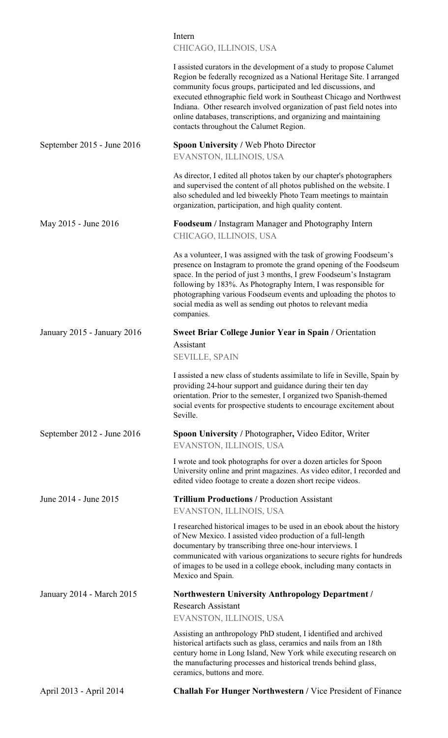Intern
CHICAGO, ILLINOIS, USA

I assisted curators in the development of a study to propose Calumet Region be federally recognized as a National Heritage Site. I arranged community focus groups, participated and led discussions, and executed ethnographic field work in Southeast Chicago and Northwest Indiana. Other research involved organization of past field notes into online databases, transcriptions, and organizing and maintaining contacts throughout the Calumet Region.

September 2015 - June 2016

**Spoon University /** Web Photo Director
EVANSTON, ILLINOIS, USA

As director, I edited all photos taken by our chapter's photographers and supervised the content of all photos published on the website. I also scheduled and led biweekly Photo Team meetings to maintain organization, participation, and high quality content.

May 2015 - June 2016

**Foodseum /** Instagram Manager and Photography Intern
CHICAGO, ILLINOIS, USA

As a volunteer, I was assigned with the task of growing Foodseum's presence on Instagram to promote the grand opening of the Foodseum space. In the period of just 3 months, I grew Foodseum's Instagram following by 183%. As Photography Intern, I was responsible for photographing various Foodseum events and uploading the photos to social media as well as sending out photos to relevant media companies.

January 2015 - January 2016

**Sweet Briar College Junior Year in Spain /** Orientation Assistant
SEVILLE, SPAIN

I assisted a new class of students assimilate to life in Seville, Spain by providing 24-hour support and guidance during their ten day orientation. Prior to the semester, I organized two Spanish-themed social events for prospective students to encourage excitement about Seville.

September 2012 - June 2016

**Spoon University /** Photographer**,** Video Editor, Writer
EVANSTON, ILLINOIS, USA

I wrote and took photographs for over a dozen articles for Spoon University online and print magazines. As video editor, I recorded and edited video footage to create a dozen short recipe videos.

June 2014 - June 2015

**Trillium Productions /** Production Assistant
EVANSTON, ILLINOIS, USA

I researched historical images to be used in an ebook about the history of New Mexico. I assisted video production of a full-length documentary by transcribing three one-hour interviews. I communicated with various organizations to secure rights for hundreds of images to be used in a college ebook, including many contacts in Mexico and Spain.

January 2014 - March 2015

**Northwestern University Anthropology Department /** Research Assistant
EVANSTON, ILLINOIS, USA

Assisting an anthropology PhD student, I identified and archived historical artifacts such as glass, ceramics and nails from an 18th century home in Long Island, New York while executing research on the manufacturing processes and historical trends behind glass, ceramics, buttons and more.

April 2013 - April 2014

**Challah For Hunger Northwestern /** Vice President of Finance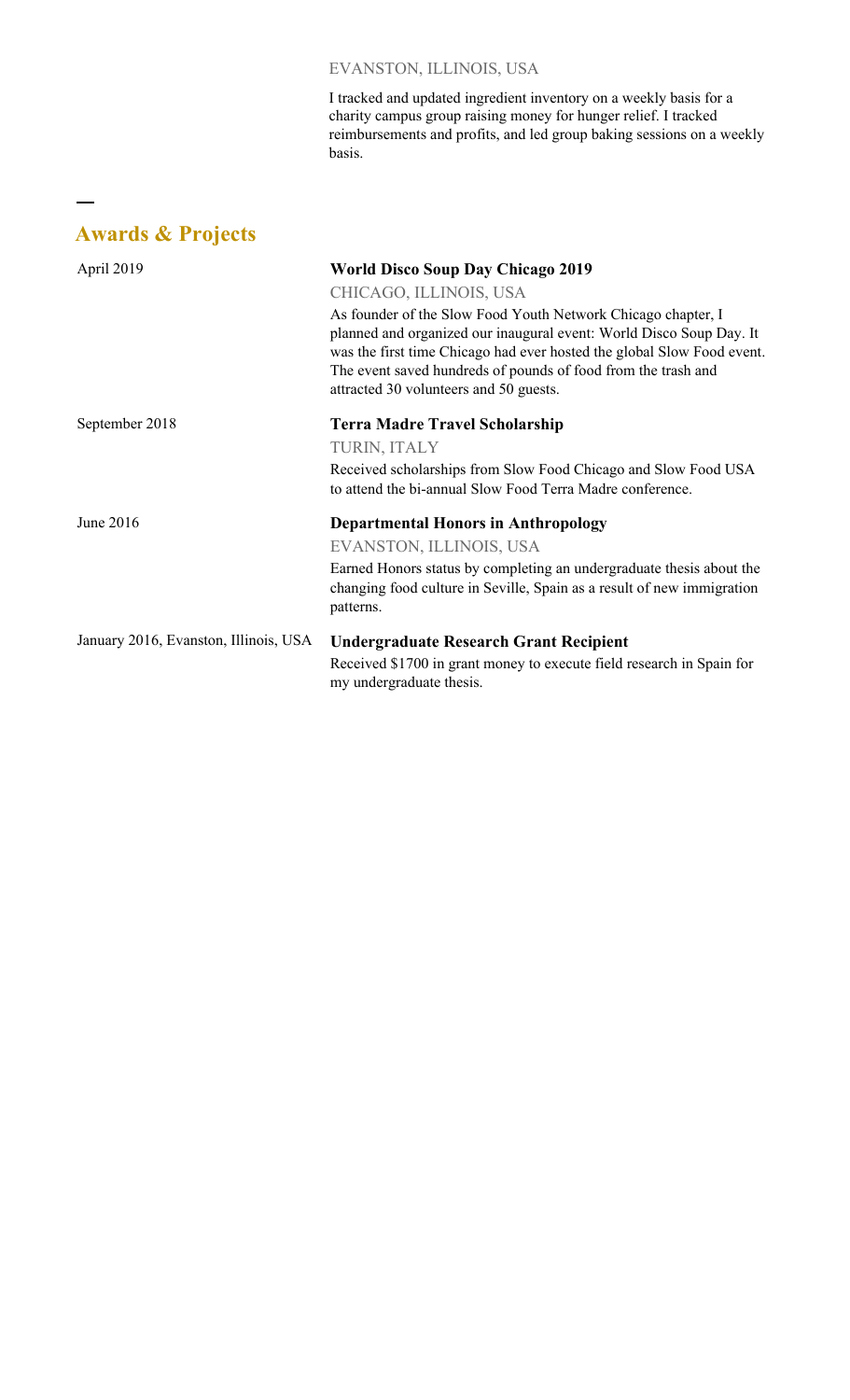EVANSTON, ILLINOIS, USA

I tracked and updated ingredient inventory on a weekly basis for a charity campus group raising money for hunger relief. I tracked reimbursements and profits, and led group baking sessions on a weekly basis.

## Awards & Projects

April 2019

**World Disco Soup Day Chicago 2019**

CHICAGO, ILLINOIS, USA

As founder of the Slow Food Youth Network Chicago chapter, I planned and organized our inaugural event: World Disco Soup Day. It was the first time Chicago had ever hosted the global Slow Food event. The event saved hundreds of pounds of food from the trash and attracted 30 volunteers and 50 guests.

September 2018

**Terra Madre Travel Scholarship**

TURIN, ITALY

Received scholarships from Slow Food Chicago and Slow Food USA to attend the bi-annual Slow Food Terra Madre conference.

June 2016

**Departmental Honors in Anthropology**

EVANSTON, ILLINOIS, USA

Earned Honors status by completing an undergraduate thesis about the changing food culture in Seville, Spain as a result of new immigration patterns.

January 2016, Evanston, Illinois, USA

**Undergraduate Research Grant Recipient**

Received $1700 in grant money to execute field research in Spain for my undergraduate thesis.